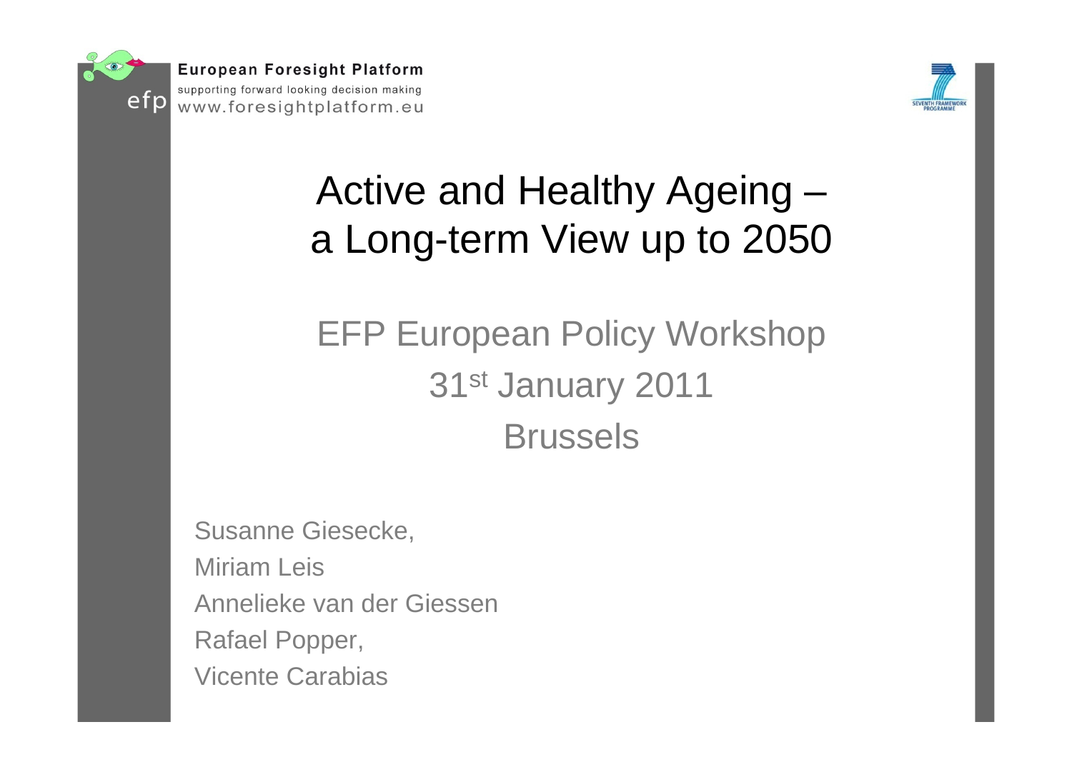European Foresight Platform

supporting forward looking decision making

www.foresightplatform.eu

# Active and Healthy Ageing – a Long-term View up to 2050

## EFP European Policy Workshop

31st January 2011

Brussels

Susanne Giesecke,

Miriam Leis

Annelieke van der Giessen

Rafael Popper,

Vicente Carabias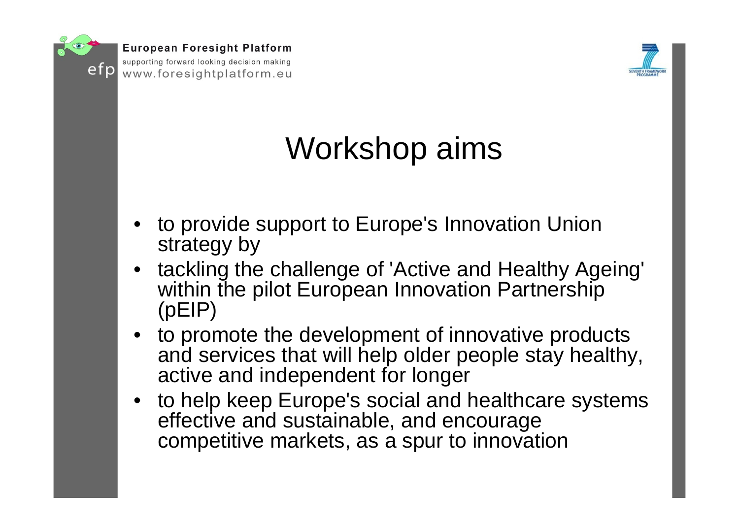# Workshop aims

- to provide support to Europe's Innovation Union strategy by
- tackling the challenge of 'Active and Healthy Ageing' within the pilot European Innovation Partnership (pEIP)
- to promote the development of innovative products and services that will help older people stay healthy, active and independent for longer
- to help keep Europe's social and healthcare systems effective and sustainable, and encourage competitive markets, as a spur to innovation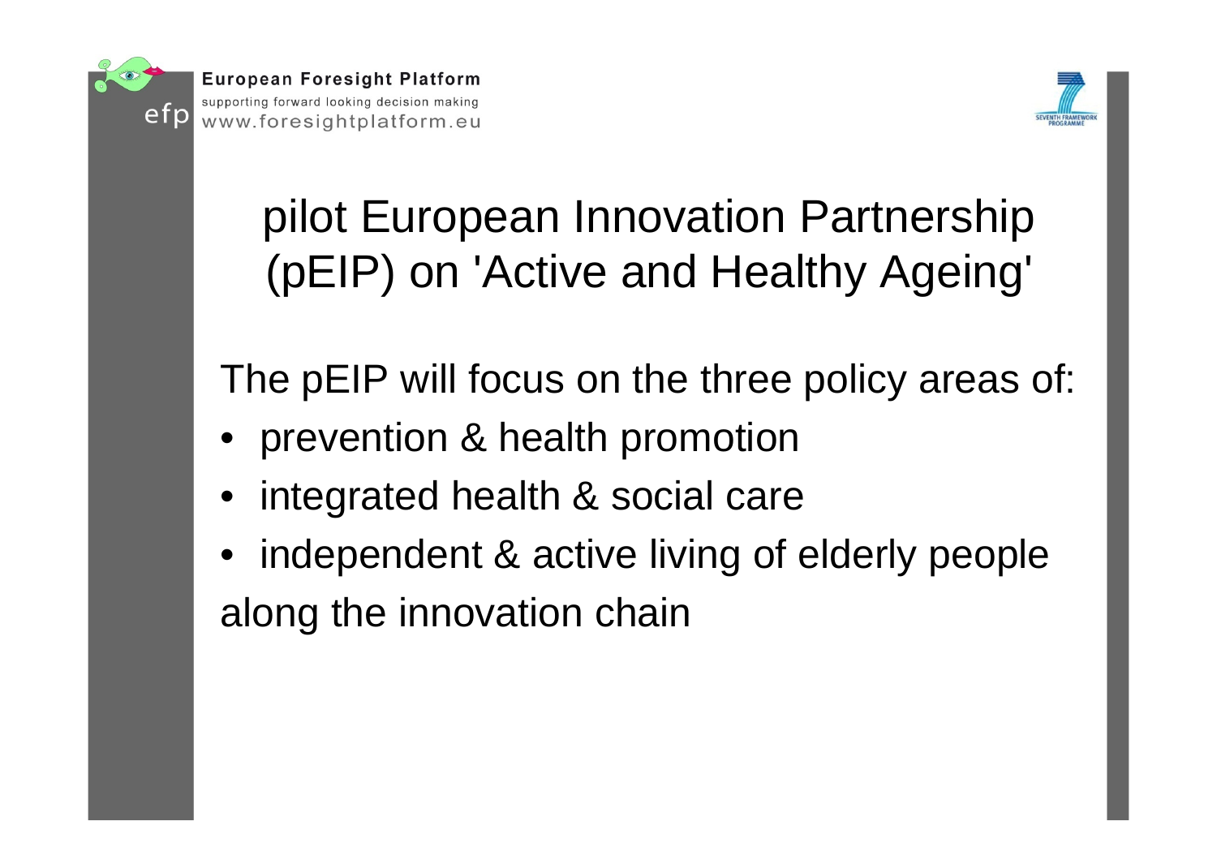# pilot European Innovation Partnership (pEIP) on 'Active and Healthy Ageing'

The pEIP will focus on the three policy areas of:

- prevention & health promotion
- integrated health & social care
- independent & active living of elderly people

along the innovation chain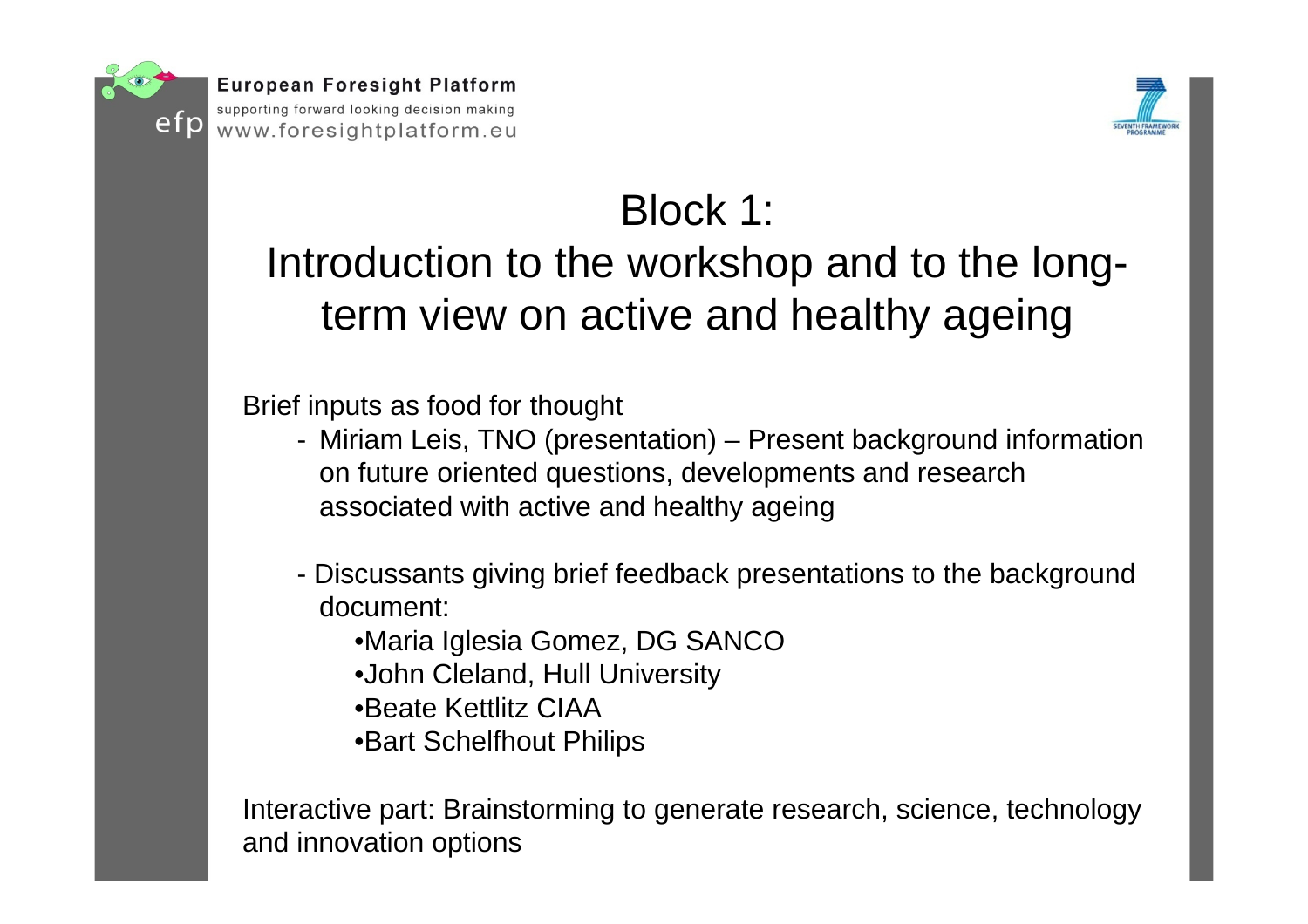# Block 1:
# Introduction to the workshop and to the long-term view on active and healthy ageing

Brief inputs as food for thought

- Miriam Leis, TNO (presentation) – Present background information on future oriented questions, developments and research associated with active and healthy ageing

- Discussants giving brief feedback presentations to the background document:
  - Maria Iglesia Gomez, DG SANCO
  - John Cleland, Hull University
  - Beate Kettlitz CIAA
  - Bart Schelfhout Philips

Interactive part: Brainstorming to generate research, science, technology and innovation options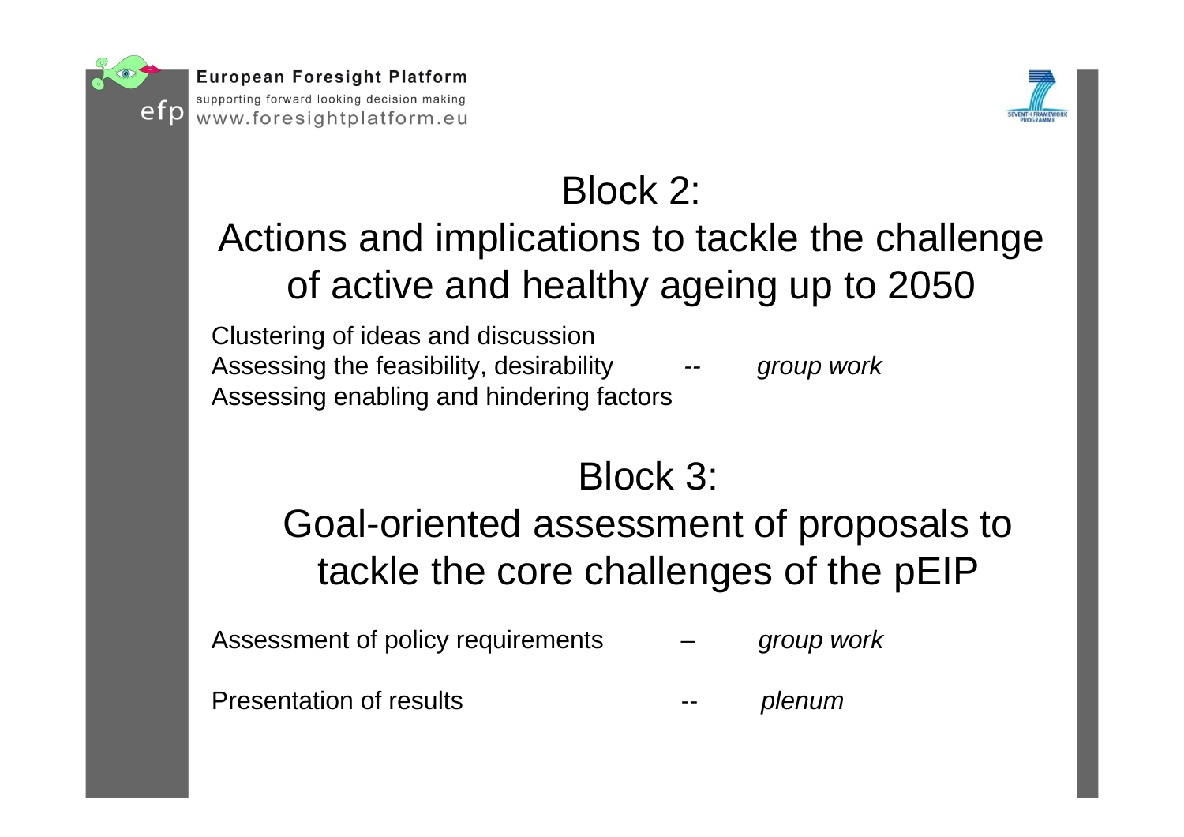## Block 2: Actions and implications to tackle the challenge of active and healthy ageing up to 2050

Clustering of ideas and discussion
Assessing the feasibility, desirability -- *group work*
Assessing enabling and hindering factors

## Block 3: Goal-oriented assessment of proposals to tackle the core challenges of the pEIP

Assessment of policy requirements – *group work*

Presentation of results -- *plenum*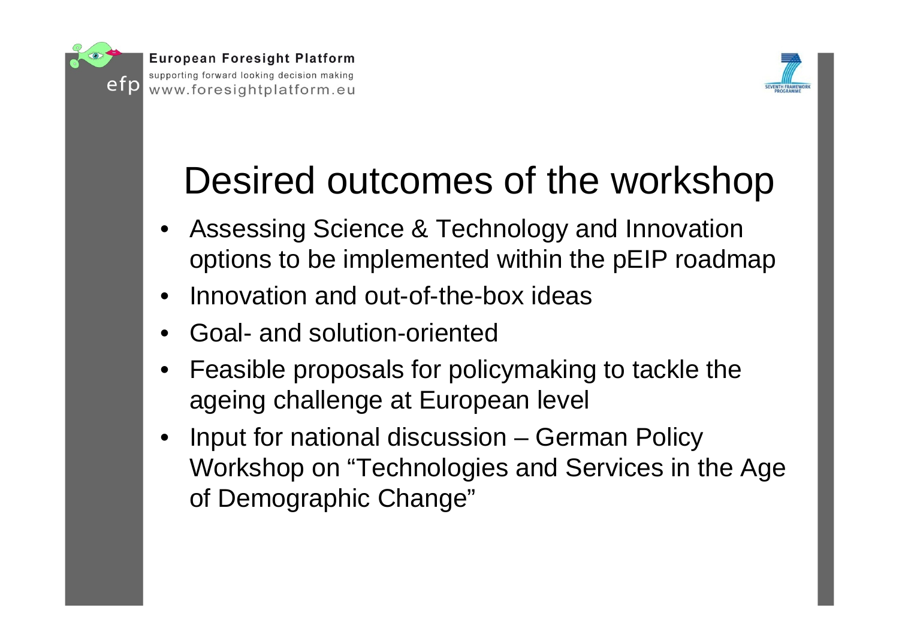# Desired outcomes of the workshop

- Assessing Science & Technology and Innovation options to be implemented within the pEIP roadmap
- Innovation and out-of-the-box ideas
- Goal- and solution-oriented
- Feasible proposals for policymaking to tackle the ageing challenge at European level
- Input for national discussion – German Policy Workshop on “Technologies and Services in the Age of Demographic Change”